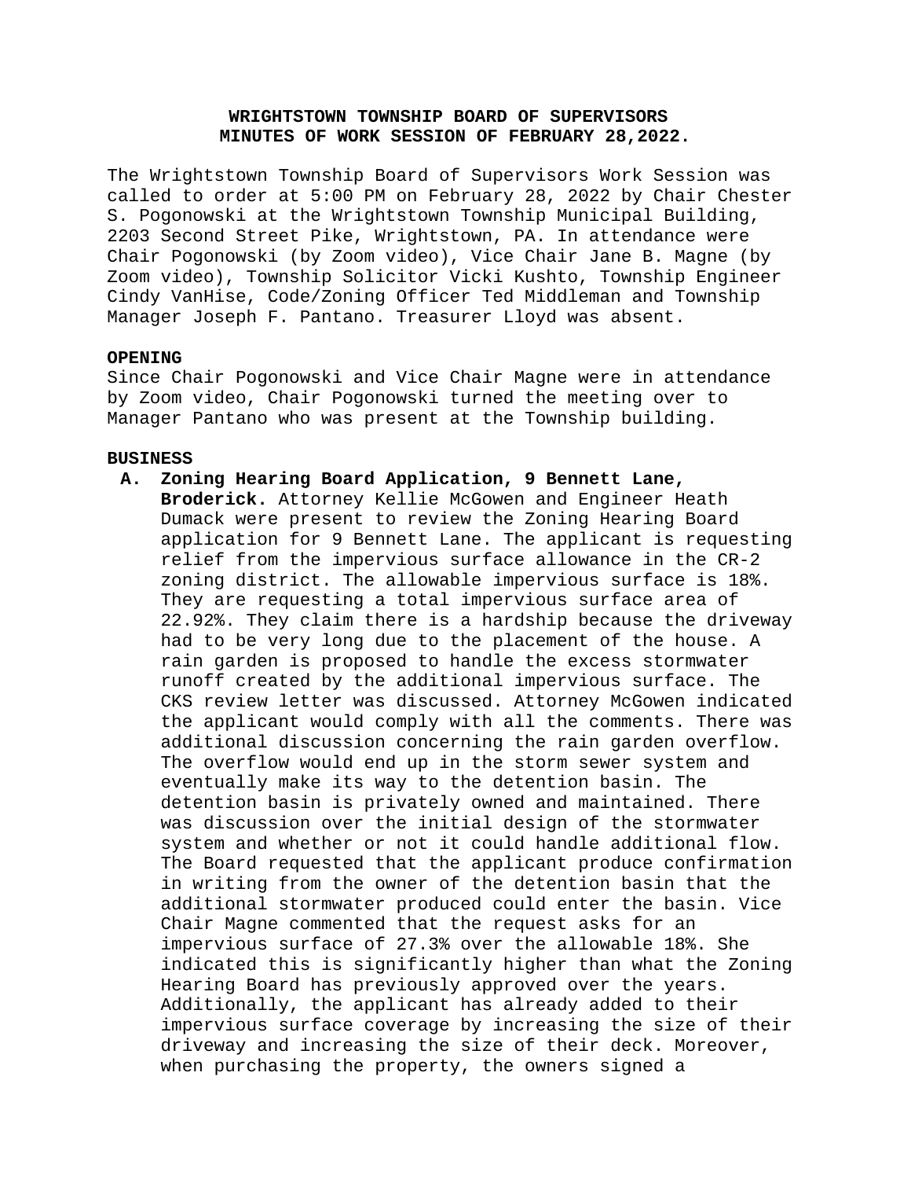**WRIGHTSTOWN TOWNSHIP BOARD OF SUPERVISORS**
**MINUTES OF WORK SESSION OF FEBRUARY 28,2022.**

The Wrightstown Township Board of Supervisors Work Session was called to order at 5:00 PM on February 28, 2022 by Chair Chester S. Pogonowski at the Wrightstown Township Municipal Building, 2203 Second Street Pike, Wrightstown, PA. In attendance were Chair Pogonowski (by Zoom video), Vice Chair Jane B. Magne (by Zoom video), Township Solicitor Vicki Kushto, Township Engineer Cindy VanHise, Code/Zoning Officer Ted Middleman and Township Manager Joseph F. Pantano. Treasurer Lloyd was absent.

**OPENING**

Since Chair Pogonowski and Vice Chair Magne were in attendance by Zoom video, Chair Pogonowski turned the meeting over to Manager Pantano who was present at the Township building.

**BUSINESS**

A. **Zoning Hearing Board Application, 9 Bennett Lane, Broderick.** Attorney Kellie McGowen and Engineer Heath Dumack were present to review the Zoning Hearing Board application for 9 Bennett Lane. The applicant is requesting relief from the impervious surface allowance in the CR-2 zoning district. The allowable impervious surface is 18%. They are requesting a total impervious surface area of 22.92%. They claim there is a hardship because the driveway had to be very long due to the placement of the house. A rain garden is proposed to handle the excess stormwater runoff created by the additional impervious surface. The CKS review letter was discussed. Attorney McGowen indicated the applicant would comply with all the comments. There was additional discussion concerning the rain garden overflow. The overflow would end up in the storm sewer system and eventually make its way to the detention basin. The detention basin is privately owned and maintained. There was discussion over the initial design of the stormwater system and whether or not it could handle additional flow. The Board requested that the applicant produce confirmation in writing from the owner of the detention basin that the additional stormwater produced could enter the basin. Vice Chair Magne commented that the request asks for an impervious surface of 27.3% over the allowable 18%. She indicated this is significantly higher than what the Zoning Hearing Board has previously approved over the years. Additionally, the applicant has already added to their impervious surface coverage by increasing the size of their driveway and increasing the size of their deck. Moreover, when purchasing the property, the owners signed a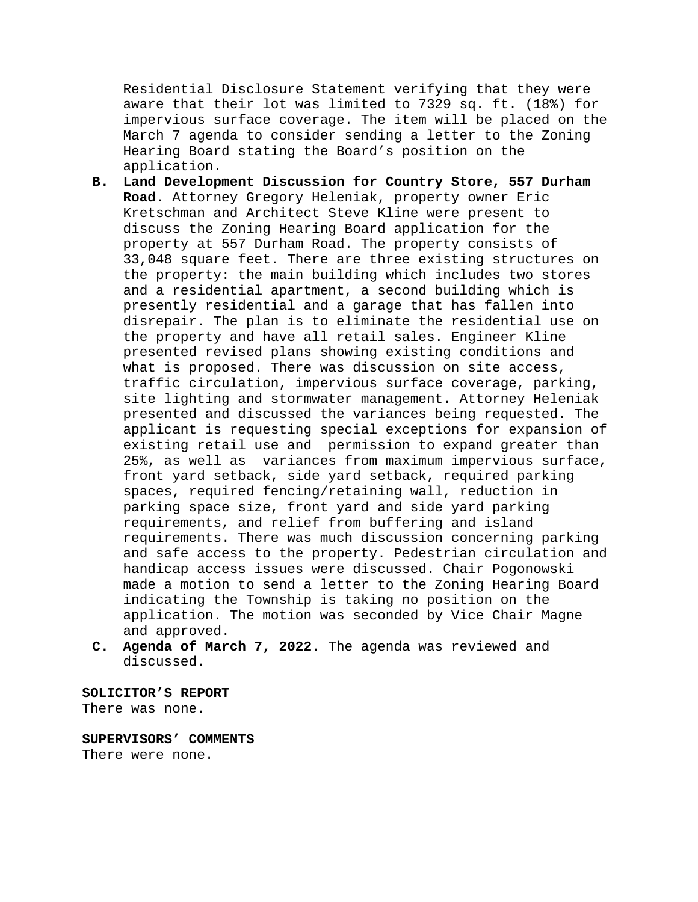Residential Disclosure Statement verifying that they were aware that their lot was limited to 7329 sq. ft. (18%) for impervious surface coverage. The item will be placed on the March 7 agenda to consider sending a letter to the Zoning Hearing Board stating the Board's position on the application.

**B. Land Development Discussion for Country Store, 557 Durham Road.** Attorney Gregory Heleniak, property owner Eric Kretschman and Architect Steve Kline were present to discuss the Zoning Hearing Board application for the property at 557 Durham Road. The property consists of 33,048 square feet. There are three existing structures on the property: the main building which includes two stores and a residential apartment, a second building which is presently residential and a garage that has fallen into disrepair. The plan is to eliminate the residential use on the property and have all retail sales. Engineer Kline presented revised plans showing existing conditions and what is proposed. There was discussion on site access, traffic circulation, impervious surface coverage, parking, site lighting and stormwater management. Attorney Heleniak presented and discussed the variances being requested. The applicant is requesting special exceptions for expansion of existing retail use and permission to expand greater than 25%, as well as variances from maximum impervious surface, front yard setback, side yard setback, required parking spaces, required fencing/retaining wall, reduction in parking space size, front yard and side yard parking requirements, and relief from buffering and island requirements. There was much discussion concerning parking and safe access to the property. Pedestrian circulation and handicap access issues were discussed. Chair Pogonowski made a motion to send a letter to the Zoning Hearing Board indicating the Township is taking no position on the application. The motion was seconded by Vice Chair Magne and approved.

**C. Agenda of March 7, 2022**. The agenda was reviewed and discussed.

**SOLICITOR'S REPORT**

There was none.

**SUPERVISORS' COMMENTS**

There were none.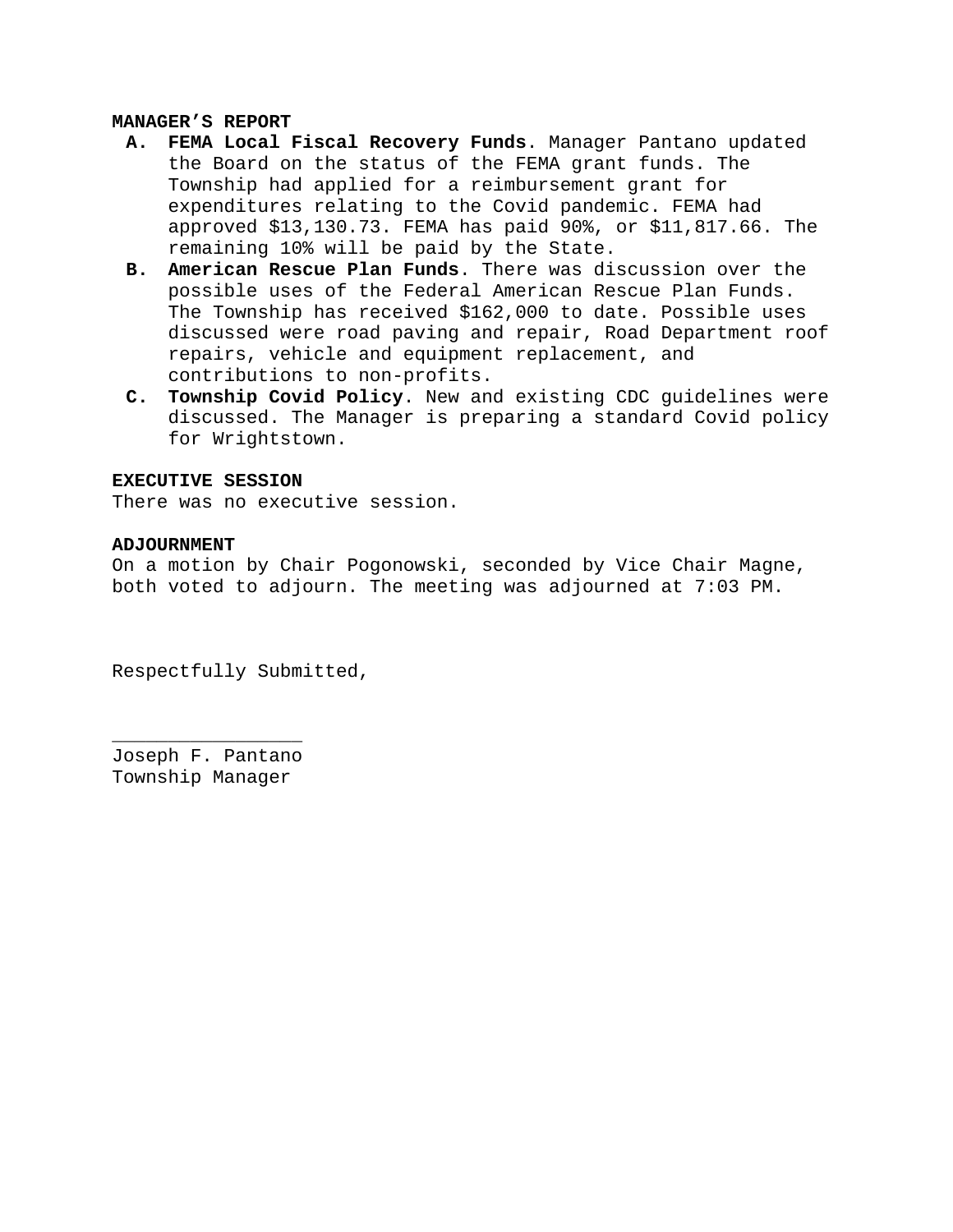**MANAGER'S REPORT**

A. **FEMA Local Fiscal Recovery Funds**. Manager Pantano updated the Board on the status of the FEMA grant funds. The Township had applied for a reimbursement grant for expenditures relating to the Covid pandemic. FEMA had approved $13,130.73. FEMA has paid 90%, or $11,817.66. The remaining 10% will be paid by the State.

B. **American Rescue Plan Funds**. There was discussion over the possible uses of the Federal American Rescue Plan Funds. The Township has received $162,000 to date. Possible uses discussed were road paving and repair, Road Department roof repairs, vehicle and equipment replacement, and contributions to non-profits.

C. **Township Covid Policy**. New and existing CDC guidelines were discussed. The Manager is preparing a standard Covid policy for Wrightstown.

**EXECUTIVE SESSION**

There was no executive session.

**ADJOURNMENT**

On a motion by Chair Pogonowski, seconded by Vice Chair Magne, both voted to adjourn. The meeting was adjourned at 7:03 PM.

Respectfully Submitted,

_________________

Joseph F. Pantano
Township Manager